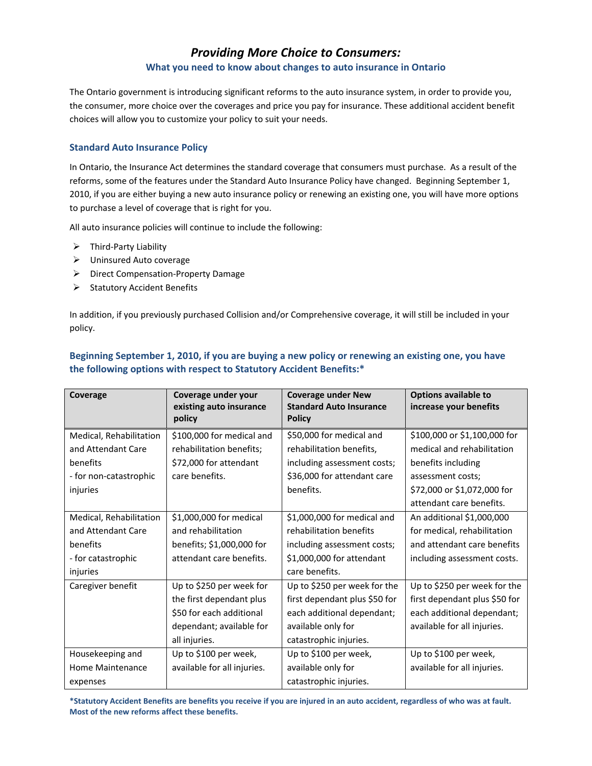# *Providing More Choice to Consumers:*

## What you need to know about changes to auto insurance in Ontario

The Ontario government is introducing significant reforms to the auto insurance system, in order to provide you, the consumer, more choice over the coverages and price you pay for insurance. These additional accident benefit choices will allow you to customize your policy to suit your needs.

### Standard Auto Insurance Policy

In Ontario, the Insurance Act determines the standard coverage that consumers must purchase. As a result of the reforms, some of the features under the Standard Auto Insurance Policy have changed. Beginning September 1, 2010, if you are either buying a new auto insurance policy or renewing an existing one, you will have more options to purchase a level of coverage that is right for you.

All auto insurance policies will continue to include the following:

- Third-Party Liability
- Uninsured Auto coverage
- Direct Compensation-Property Damage
- Statutory Accident Benefits

In addition, if you previously purchased Collision and/or Comprehensive coverage, it will still be included in your policy.

### Beginning September 1, 2010, if you are buying a new policy or renewing an existing one, you have the following options with respect to Statutory Accident Benefits:*

| Coverage | Coverage under your existing auto insurance policy | Coverage under New Standard Auto Insurance Policy | Options available to increase your benefits |
|---|---|---|---|
| Medical, Rehabilitation and Attendant Care benefits - for non-catastrophic injuries | $100,000 for medical and rehabilitation benefits; $72,000 for attendant care benefits. | $50,000 for medical and rehabilitation benefits, including assessment costs; $36,000 for attendant care benefits. | $100,000 or $1,100,000 for medical and rehabilitation benefits including assessment costs; $72,000 or $1,072,000 for attendant care benefits. |
| Medical, Rehabilitation and Attendant Care benefits - for catastrophic injuries | $1,000,000 for medical and rehabilitation benefits; $1,000,000 for attendant care benefits. | $1,000,000 for medical and rehabilitation benefits including assessment costs; $1,000,000 for attendant care benefits. | An additional $1,000,000 for medical, rehabilitation and attendant care benefits including assessment costs. |
| Caregiver benefit | Up to $250 per week for the first dependant plus $50 for each additional dependant; available for all injuries. | Up to $250 per week for the first dependant plus $50 for each additional dependant; available only for catastrophic injuries. | Up to $250 per week for the first dependant plus $50 for each additional dependant; available for all injuries. |
| Housekeeping and Home Maintenance expenses | Up to $100 per week, available for all injuries. | Up to $100 per week, available only for catastrophic injuries. | Up to $100 per week, available for all injuries. |

**\*Statutory Accident Benefits are benefits you receive if you are injured in an auto accident, regardless of who was at fault. Most of the new reforms affect these benefits.**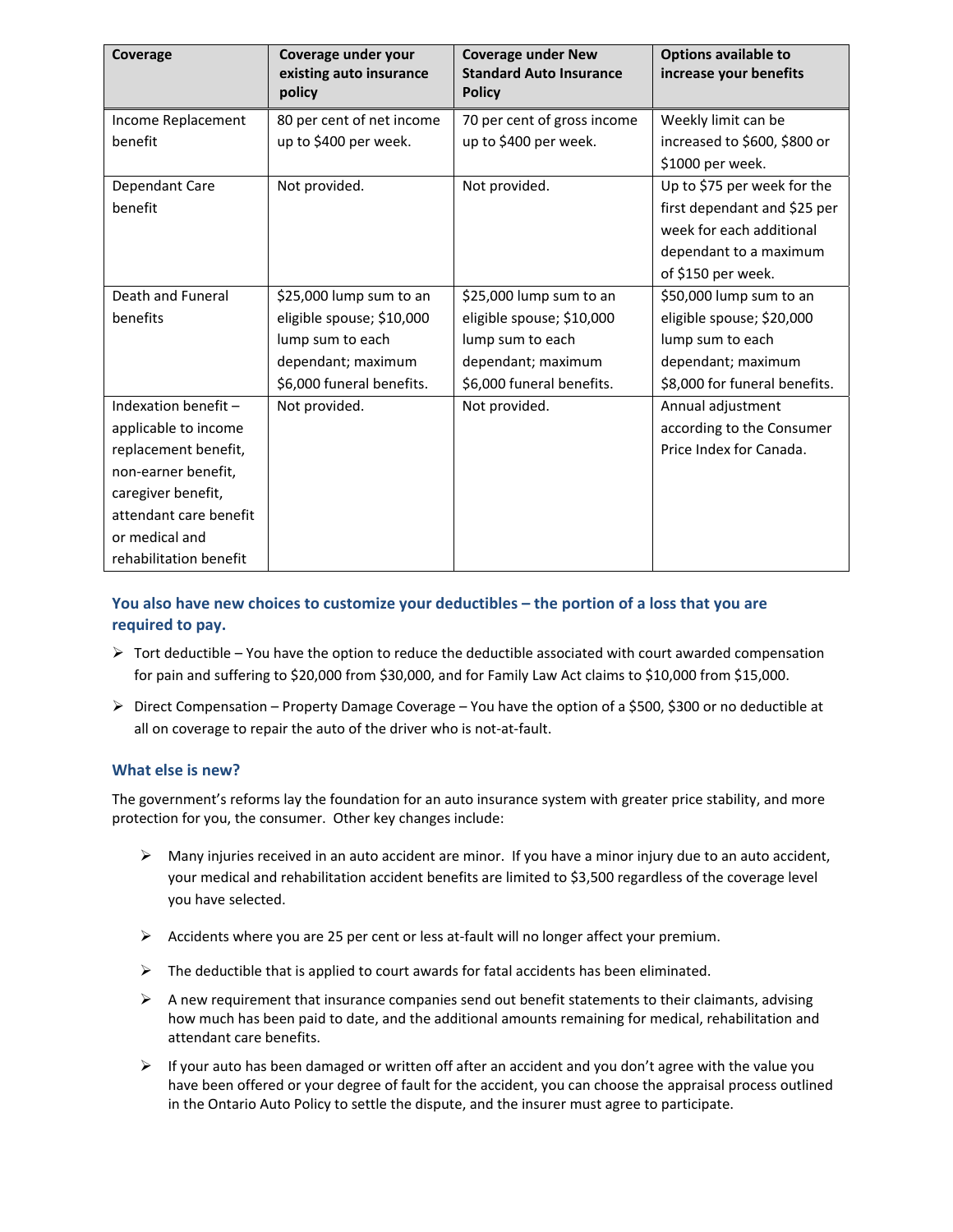| Coverage | Coverage under your existing auto insurance policy | Coverage under New Standard Auto Insurance Policy | Options available to increase your benefits |
|---|---|---|---|
| Income Replacement benefit | 80 per cent of net income up to $400 per week. | 70 per cent of gross income up to $400 per week. | Weekly limit can be increased to $600, $800 or $1000 per week. |
| Dependant Care benefit | Not provided. | Not provided. | Up to $75 per week for the first dependant and $25 per week for each additional dependant to a maximum of $150 per week. |
| Death and Funeral benefits | $25,000 lump sum to an eligible spouse; $10,000 lump sum to each dependant; maximum $6,000 funeral benefits. | $25,000 lump sum to an eligible spouse; $10,000 lump sum to each dependant; maximum $6,000 funeral benefits. | $50,000 lump sum to an eligible spouse; $20,000 lump sum to each dependant; maximum $8,000 for funeral benefits. |
| Indexation benefit – applicable to income replacement benefit, non-earner benefit, caregiver benefit, attendant care benefit or medical and rehabilitation benefit | Not provided. | Not provided. | Annual adjustment according to the Consumer Price Index for Canada. |

### You also have new choices to customize your deductibles – the portion of a loss that you are required to pay.

- Tort deductible – You have the option to reduce the deductible associated with court awarded compensation for pain and suffering to $20,000 from $30,000, and for Family Law Act claims to $10,000 from $15,000.
- Direct Compensation – Property Damage Coverage – You have the option of a $500, $300 or no deductible at all on coverage to repair the auto of the driver who is not-at-fault.

### What else is new?

The government's reforms lay the foundation for an auto insurance system with greater price stability, and more protection for you, the consumer. Other key changes include:

- Many injuries received in an auto accident are minor. If you have a minor injury due to an auto accident, your medical and rehabilitation accident benefits are limited to $3,500 regardless of the coverage level you have selected.
- Accidents where you are 25 per cent or less at-fault will no longer affect your premium.
- The deductible that is applied to court awards for fatal accidents has been eliminated.
- A new requirement that insurance companies send out benefit statements to their claimants, advising how much has been paid to date, and the additional amounts remaining for medical, rehabilitation and attendant care benefits.
- If your auto has been damaged or written off after an accident and you don't agree with the value you have been offered or your degree of fault for the accident, you can choose the appraisal process outlined in the Ontario Auto Policy to settle the dispute, and the insurer must agree to participate.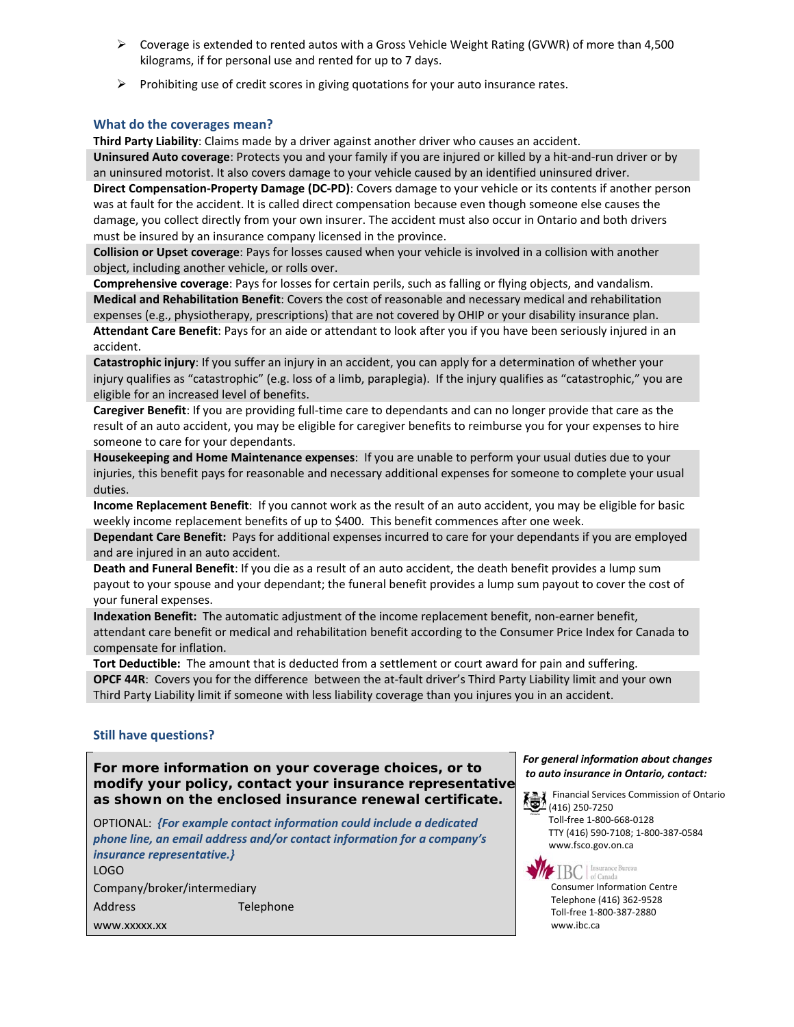- Coverage is extended to rented autos with a Gross Vehicle Weight Rating (GVWR) of more than 4,500 kilograms, if for personal use and rented for up to 7 days.
- Prohibiting use of credit scores in giving quotations for your auto insurance rates.

## What do the coverages mean?

**Third Party Liability**: Claims made by a driver against another driver who causes an accident.

**Uninsured Auto coverage**: Protects you and your family if you are injured or killed by a hit-and-run driver or by an uninsured motorist. It also covers damage to your vehicle caused by an identified uninsured driver.

**Direct Compensation-Property Damage (DC-PD)**: Covers damage to your vehicle or its contents if another person was at fault for the accident. It is called direct compensation because even though someone else causes the damage, you collect directly from your own insurer. The accident must also occur in Ontario and both drivers must be insured by an insurance company licensed in the province.

**Collision or Upset coverage**: Pays for losses caused when your vehicle is involved in a collision with another object, including another vehicle, or rolls over.

**Comprehensive coverage**: Pays for losses for certain perils, such as falling or flying objects, and vandalism.

**Medical and Rehabilitation Benefit**: Covers the cost of reasonable and necessary medical and rehabilitation expenses (e.g., physiotherapy, prescriptions) that are not covered by OHIP or your disability insurance plan.

**Attendant Care Benefit**: Pays for an aide or attendant to look after you if you have been seriously injured in an accident.

**Catastrophic injury**: If you suffer an injury in an accident, you can apply for a determination of whether your injury qualifies as "catastrophic" (e.g. loss of a limb, paraplegia). If the injury qualifies as "catastrophic," you are eligible for an increased level of benefits.

**Caregiver Benefit**: If you are providing full-time care to dependants and can no longer provide that care as the result of an auto accident, you may be eligible for caregiver benefits to reimburse you for your expenses to hire someone to care for your dependants.

**Housekeeping and Home Maintenance expenses**: If you are unable to perform your usual duties due to your injuries, this benefit pays for reasonable and necessary additional expenses for someone to complete your usual duties.

**Income Replacement Benefit**: If you cannot work as the result of an auto accident, you may be eligible for basic weekly income replacement benefits of up to $400. This benefit commences after one week.

**Dependant Care Benefit:** Pays for additional expenses incurred to care for your dependants if you are employed and are injured in an auto accident.

**Death and Funeral Benefit**: If you die as a result of an auto accident, the death benefit provides a lump sum payout to your spouse and your dependant; the funeral benefit provides a lump sum payout to cover the cost of your funeral expenses.

**Indexation Benefit:** The automatic adjustment of the income replacement benefit, non-earner benefit, attendant care benefit or medical and rehabilitation benefit according to the Consumer Price Index for Canada to compensate for inflation.

**Tort Deductible:** The amount that is deducted from a settlement or court award for pain and suffering.

**OPCF 44R**: Covers you for the difference between the at-fault driver's Third Party Liability limit and your own Third Party Liability limit if someone with less liability coverage than you injures you in an accident.

## Still have questions?

**For more information on your coverage choices, or to modify your policy, contact your insurance representative as shown on the enclosed insurance renewal certificate.**

OPTIONAL: ***{For example contact information could include a dedicated phone line, an email address and/or contact information for a company's insurance representative.}***

LOGO

Company/broker/intermediary

Address Telephone

www.xxxxx.xx

***For general information about changes to auto insurance in Ontario, contact:***

Financial Services Commission of Ontario
(416) 250-7250
Toll-free 1-800-668-0128
TTY (416) 590-7108; 1-800-387-0584
www.fsco.gov.on.ca

IBC | Insurance Bureau of Canada
Consumer Information Centre
Telephone (416) 362-9528
Toll-free 1-800-387-2880
www.ibc.ca